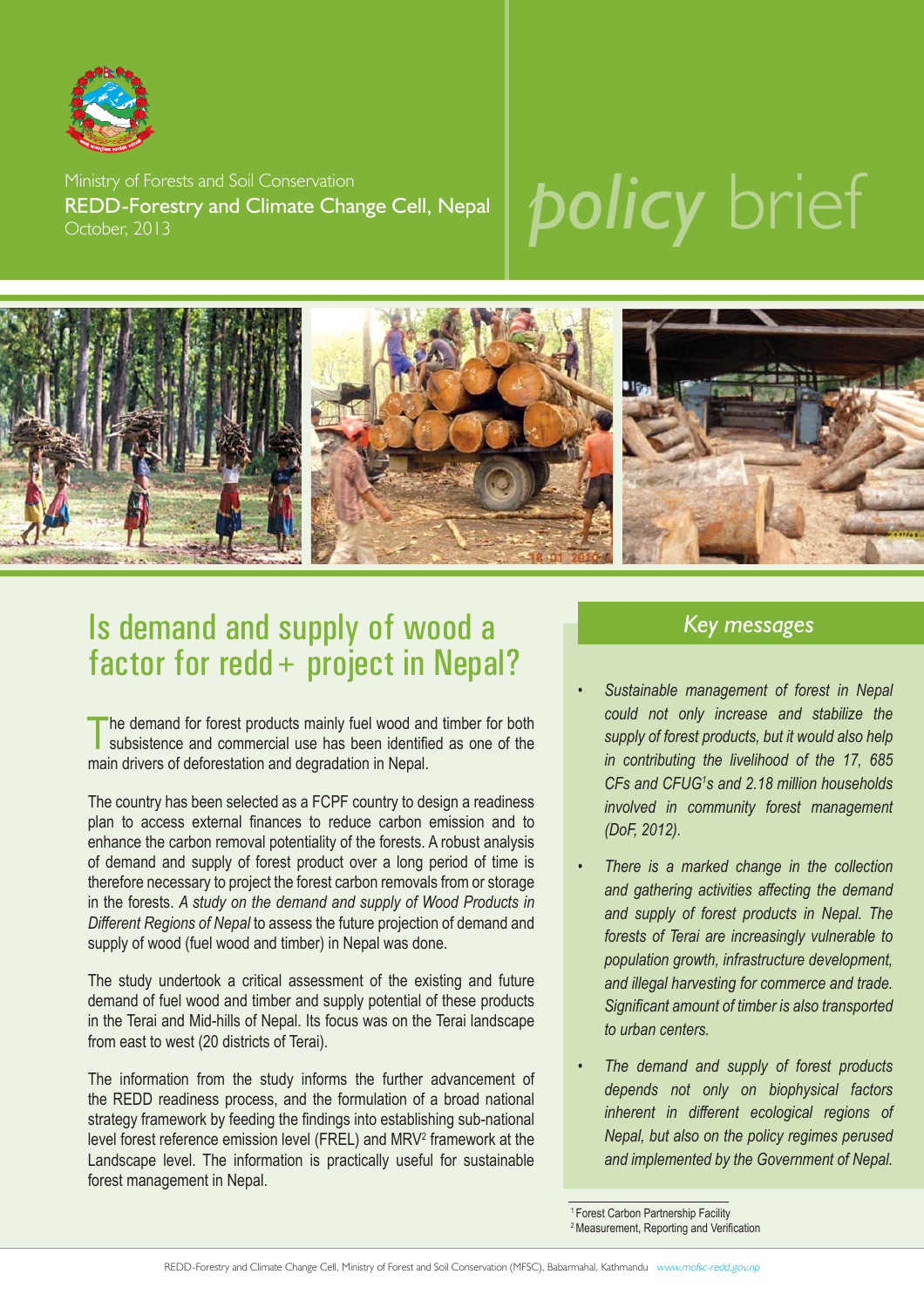Ministry of Forests and Soil Conservation

REDD-Forestry and Climate Change Cell, Nepal

October, 2013

# *policy* brief

## Is demand and supply of wood a factor for redd+ project in Nepal?

The demand for forest products mainly fuel wood and timber for both subsistence and commercial use has been identified as one of the main drivers of deforestation and degradation in Nepal.

The country has been selected as a FCPF country to design a readiness plan to access external finances to reduce carbon emission and to enhance the carbon removal potentiality of the forests. A robust analysis of demand and supply of forest product over a long period of time is therefore necessary to project the forest carbon removals from or storage in the forests. *A study on the demand and supply of Wood Products in Different Regions of Nepal* to assess the future projection of demand and supply of wood (fuel wood and timber) in Nepal was done.

The study undertook a critical assessment of the existing and future demand of fuel wood and timber and supply potential of these products in the Terai and Mid-hills of Nepal. Its focus was on the Terai landscape from east to west (20 districts of Terai).

The information from the study informs the further advancement of the REDD readiness process, and the formulation of a broad national strategy framework by feeding the findings into establishing sub-national level forest reference emission level (FREL) and MRV[2] framework at the Landscape level. The information is practically useful for sustainable forest management in Nepal.

### *Key messages*

- *Sustainable management of forest in Nepal could not only increase and stabilize the supply of forest products, but it would also help in contributing the livelihood of the 17, 685 CFs and CFUG[1]s and 2.18 million households involved in community forest management (DoF, 2012).*
- *There is a marked change in the collection and gathering activities affecting the demand and supply of forest products in Nepal. The forests of Terai are increasingly vulnerable to population growth, infrastructure development, and illegal harvesting for commerce and trade. Significant amount of timber is also transported to urban centers.*
- *The demand and supply of forest products depends not only on biophysical factors inherent in different ecological regions of Nepal, but also on the policy regimes perused and implemented by the Government of Nepal.*

[1] Forest Carbon Partnership Facility

[2] Measurement, Reporting and Verification

REDD-Forestry and Climate Change Cell, Ministry of Forest and Soil Conservation (MFSC), Babarmahal, Kathmandu www.mofsc-redd.gov.np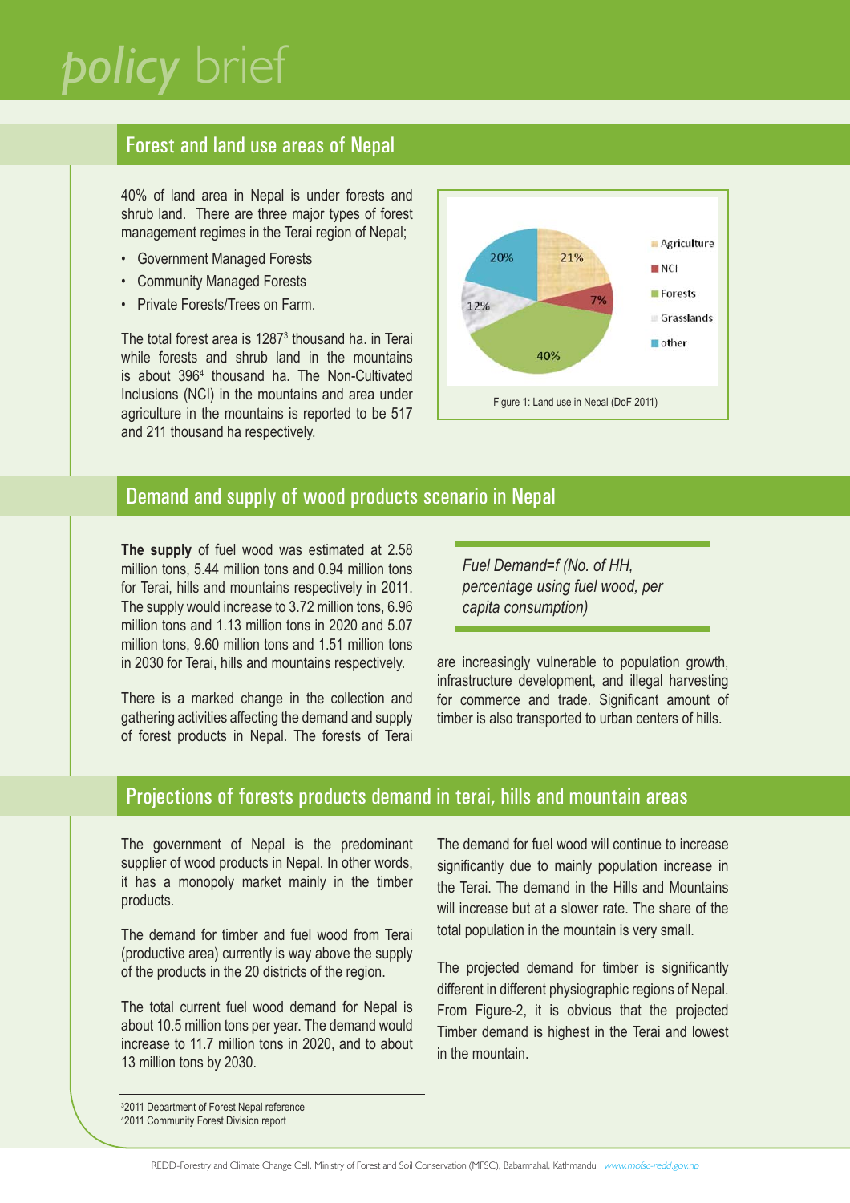# policy brief

## Forest and land use areas of Nepal

40% of land area in Nepal is under forests and shrub land. There are three major types of forest management regimes in the Terai region of Nepal;

- Government Managed Forests
- Community Managed Forests
- Private Forests/Trees on Farm.

The total forest area is 1287[3] thousand ha. in Terai while forests and shrub land in the mountains is about 396[4] thousand ha. The Non-Cultivated Inclusions (NCI) in the mountains and area under agriculture in the mountains is reported to be 517 and 211 thousand ha respectively.

Figure 1: Land use in Nepal (DoF 2011)

## Demand and supply of wood products scenario in Nepal

**The supply** of fuel wood was estimated at 2.58 million tons, 5.44 million tons and 0.94 million tons for Terai, hills and mountains respectively in 2011. The supply would increase to 3.72 million tons, 6.96 million tons and 1.13 million tons in 2020 and 5.07 million tons, 9.60 million tons and 1.51 million tons in 2030 for Terai, hills and mountains respectively.

There is a marked change in the collection and gathering activities affecting the demand and supply of forest products in Nepal. The forests of Terai are increasingly vulnerable to population growth, infrastructure development, and illegal harvesting for commerce and trade. Significant amount of timber is also transported to urban centers of hills.

*Fuel Demand=f (No. of HH, percentage using fuel wood, per capita consumption)*

## Projections of forests products demand in terai, hills and mountain areas

The government of Nepal is the predominant supplier of wood products in Nepal. In other words, it has a monopoly market mainly in the timber products.

The demand for timber and fuel wood from Terai (productive area) currently is way above the supply of the products in the 20 districts of the region.

The total current fuel wood demand for Nepal is about 10.5 million tons per year. The demand would increase to 11.7 million tons in 2020, and to about 13 million tons by 2030.

The demand for fuel wood will continue to increase significantly due to mainly population increase in the Terai. The demand in the Hills and Mountains will increase but at a slower rate. The share of the total population in the mountain is very small.

The projected demand for timber is significantly different in different physiographic regions of Nepal. From Figure-2, it is obvious that the projected Timber demand is highest in the Terai and lowest in the mountain.

---

[3] 2011 Department of Forest Nepal reference
[4] 2011 Community Forest Division report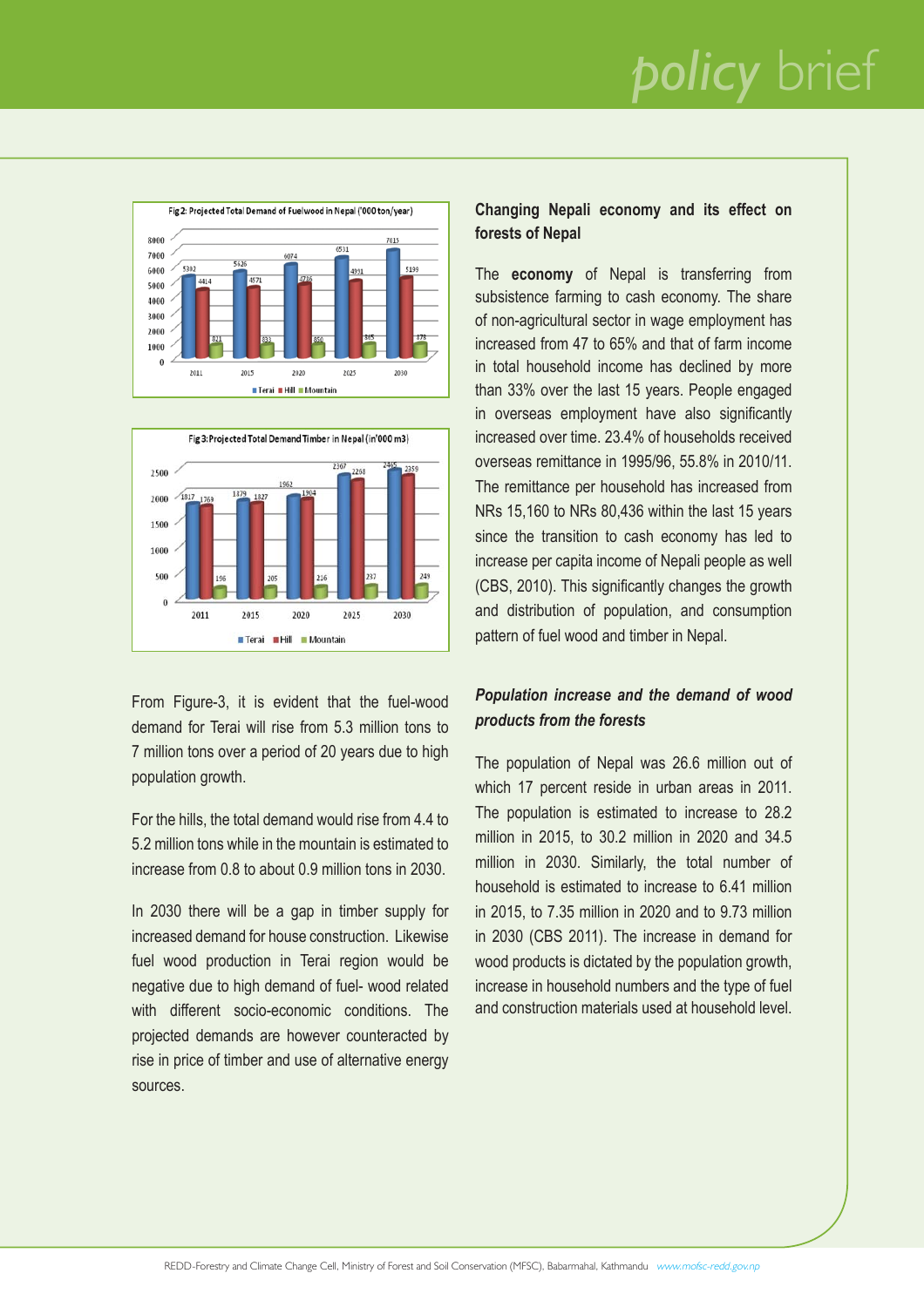Fig 2: Projected Total Demand of Fuelwood in Nepal ('000 ton/year)

| Year | Terai | Hill | Mountain |
|---|---|---|---|
| 2011 | 5302 | 4414 | 821 |
| 2015 | 5626 | 4571 | 833 |
| 2020 | 6074 | 4736 | 850 |
| 2025 | 6531 | 4931 | 865 |
| 2030 | 7015 | 5199 | 878 |

Fig 3: Projected Total Demand Timber in Nepal (in'000 m3)

| Year | Terai | Hill | Mountain |
|---|---|---|---|
| 2011 | 1817 | 1769 | 196 |
| 2015 | 1879 | 1827 | 205 |
| 2020 | 1962 | 1904 | 216 |
| 2025 | 2367 | 2268 | 237 |
| 2030 | 2465 | 2359 | 249 |

From Figure-3, it is evident that the fuel-wood demand for Terai will rise from 5.3 million tons to 7 million tons over a period of 20 years due to high population growth.

For the hills, the total demand would rise from 4.4 to 5.2 million tons while in the mountain is estimated to increase from 0.8 to about 0.9 million tons in 2030.

In 2030 there will be a gap in timber supply for increased demand for house construction. Likewise fuel wood production in Terai region would be negative due to high demand of fuel- wood related with different socio-economic conditions. The projected demands are however counteracted by rise in price of timber and use of alternative energy sources.

## Changing Nepali economy and its effect on forests of Nepal

The **economy** of Nepal is transferring from subsistence farming to cash economy. The share of non-agricultural sector in wage employment has increased from 47 to 65% and that of farm income in total household income has declined by more than 33% over the last 15 years. People engaged in overseas employment have also significantly increased over time. 23.4% of households received overseas remittance in 1995/96, 55.8% in 2010/11. The remittance per household has increased from NRs 15,160 to NRs 80,436 within the last 15 years since the transition to cash economy has led to increase per capita income of Nepali people as well (CBS, 2010). This significantly changes the growth and distribution of population, and consumption pattern of fuel wood and timber in Nepal.

### *Population increase and the demand of wood products from the forests*

The population of Nepal was 26.6 million out of which 17 percent reside in urban areas in 2011. The population is estimated to increase to 28.2 million in 2015, to 30.2 million in 2020 and 34.5 million in 2030. Similarly, the total number of household is estimated to increase to 6.41 million in 2015, to 7.35 million in 2020 and to 9.73 million in 2030 (CBS 2011). The increase in demand for wood products is dictated by the population growth, increase in household numbers and the type of fuel and construction materials used at household level.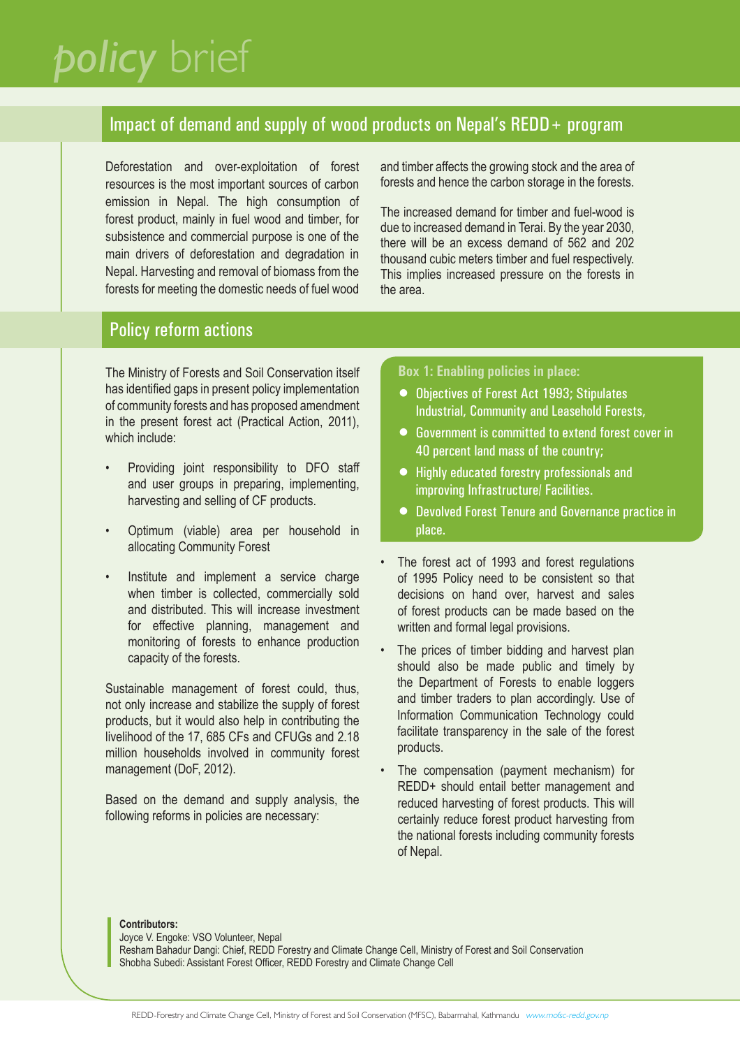# policy brief

## Impact of demand and supply of wood products on Nepal's REDD+ program

Deforestation and over-exploitation of forest resources is the most important sources of carbon emission in Nepal. The high consumption of forest product, mainly in fuel wood and timber, for subsistence and commercial purpose is one of the main drivers of deforestation and degradation in Nepal. Harvesting and removal of biomass from the forests for meeting the domestic needs of fuel wood and timber affects the growing stock and the area of forests and hence the carbon storage in the forests.

The increased demand for timber and fuel-wood is due to increased demand in Terai. By the year 2030, there will be an excess demand of 562 and 202 thousand cubic meters timber and fuel respectively. This implies increased pressure on the forests in the area.

## Policy reform actions

The Ministry of Forests and Soil Conservation itself has identified gaps in present policy implementation of community forests and has proposed amendment in the present forest act (Practical Action, 2011), which include:

- Providing joint responsibility to DFO staff and user groups in preparing, implementing, harvesting and selling of CF products.
- Optimum (viable) area per household in allocating Community Forest
- Institute and implement a service charge when timber is collected, commercially sold and distributed. This will increase investment for effective planning, management and monitoring of forests to enhance production capacity of the forests.

Sustainable management of forest could, thus, not only increase and stabilize the supply of forest products, but it would also help in contributing the livelihood of the 17, 685 CFs and CFUGs and 2.18 million households involved in community forest management (DoF, 2012).

Based on the demand and supply analysis, the following reforms in policies are necessary:

**Box 1: Enabling policies in place:**

- Objectives of Forest Act 1993; Stipulates Industrial, Community and Leasehold Forests,
- Government is committed to extend forest cover in 40 percent land mass of the country;
- Highly educated forestry professionals and improving Infrastructure/ Facilities.
- Devolved Forest Tenure and Governance practice in place.

- The forest act of 1993 and forest regulations of 1995 Policy need to be consistent so that decisions on hand over, harvest and sales of forest products can be made based on the written and formal legal provisions.
- The prices of timber bidding and harvest plan should also be made public and timely by the Department of Forests to enable loggers and timber traders to plan accordingly. Use of Information Communication Technology could facilitate transparency in the sale of the forest products.
- The compensation (payment mechanism) for REDD+ should entail better management and reduced harvesting of forest products. This will certainly reduce forest product harvesting from the national forests including community forests of Nepal.

**Contributors:**

Joyce V. Engoke: VSO Volunteer, Nepal
Resham Bahadur Dangi: Chief, REDD Forestry and Climate Change Cell, Ministry of Forest and Soil Conservation
Shobha Subedi: Assistant Forest Officer, REDD Forestry and Climate Change Cell

REDD-Forestry and Climate Change Cell, Ministry of Forest and Soil Conservation (MFSC), Babarmahal, Kathmandu www.mofsc-redd.gov.np